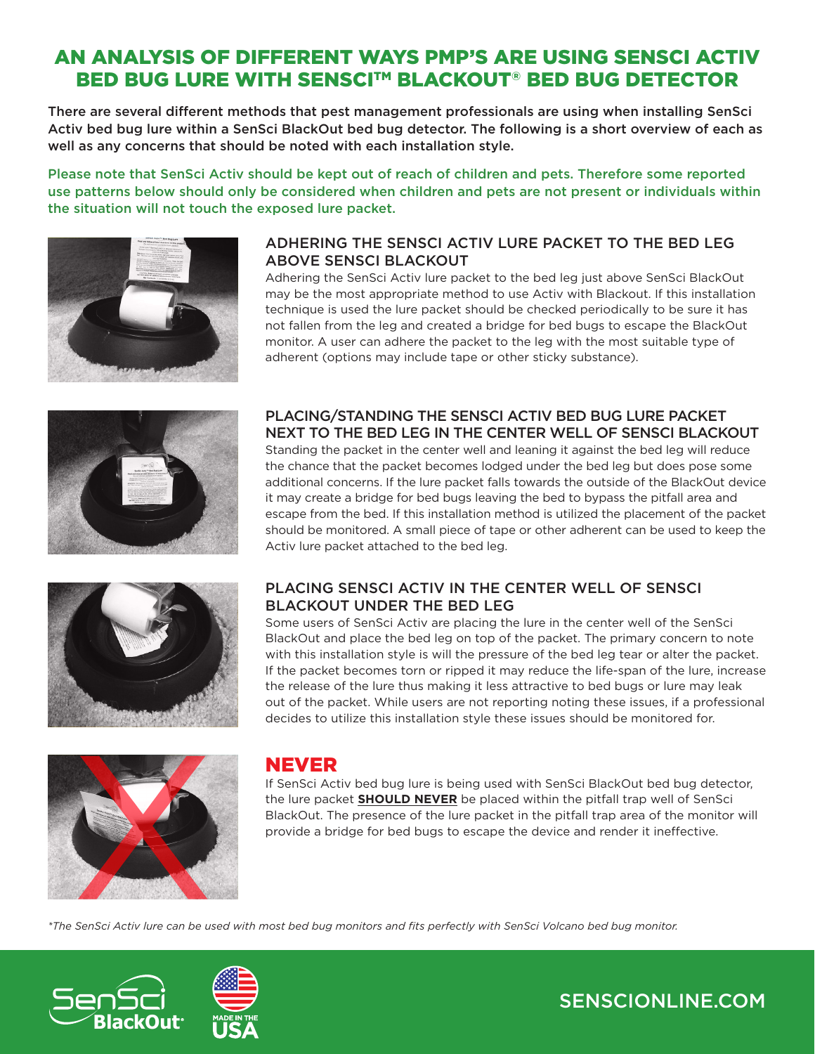# AN ANALYSIS OF DIFFERENT WAYS PMP'S ARE USING SENSCI ACTIV BED BUG LURE WITH SENSCI™ BLACKOUT® BED BUG DETECTOR

There are several different methods that pest management professionals are using when installing SenSci Activ bed bug lure within a SenSci BlackOut bed bug detector. The following is a short overview of each as well as any concerns that should be noted with each installation style.

Please note that SenSci Activ should be kept out of reach of children and pets. Therefore some reported use patterns below should only be considered when children and pets are not present or individuals within the situation will not touch the exposed lure packet.

## ADHERING THE SENSCI ACTIV LURE PACKET TO THE BED LEG ABOVE SENSCI BLACKOUT

Adhering the SenSci Activ lure packet to the bed leg just above SenSci BlackOut may be the most appropriate method to use Activ with Blackout. If this installation technique is used the lure packet should be checked periodically to be sure it has not fallen from the leg and created a bridge for bed bugs to escape the BlackOut monitor. A user can adhere the packet to the leg with the most suitable type of adherent (options may include tape or other sticky substance).

## PLACING/STANDING THE SENSCI ACTIV BED BUG LURE PACKET NEXT TO THE BED LEG IN THE CENTER WELL OF SENSCI BLACKOUT

Standing the packet in the center well and leaning it against the bed leg will reduce the chance that the packet becomes lodged under the bed leg but does pose some additional concerns. If the lure packet falls towards the outside of the BlackOut device it may create a bridge for bed bugs leaving the bed to bypass the pitfall area and escape from the bed. If this installation method is utilized the placement of the packet should be monitored. A small piece of tape or other adherent can be used to keep the Activ lure packet attached to the bed leg.

## PLACING SENSCI ACTIV IN THE CENTER WELL OF SENSCI BLACKOUT UNDER THE BED LEG

Some users of SenSci Activ are placing the lure in the center well of the SenSci BlackOut and place the bed leg on top of the packet. The primary concern to note with this installation style is will the pressure of the bed leg tear or alter the packet. If the packet becomes torn or ripped it may reduce the life-span of the lure, increase the release of the lure thus making it less attractive to bed bugs or lure may leak out of the packet. While users are not reporting noting these issues, if a professional decides to utilize this installation style these issues should be monitored for.

## NEVER

If SenSci Activ bed bug lure is being used with SenSci BlackOut bed bug detector, the lure packet **SHOULD NEVER** be placed within the pitfall trap well of SenSci BlackOut. The presence of the lure packet in the pitfall trap area of the monitor will provide a bridge for bed bugs to escape the device and render it ineffective.

*\*The SenSci Activ lure can be used with most bed bug monitors and fits perfectly with SenSci Volcano bed bug monitor.*

SenSci BlackOut

MADE IN THE USA

SENSCIONLINE.COM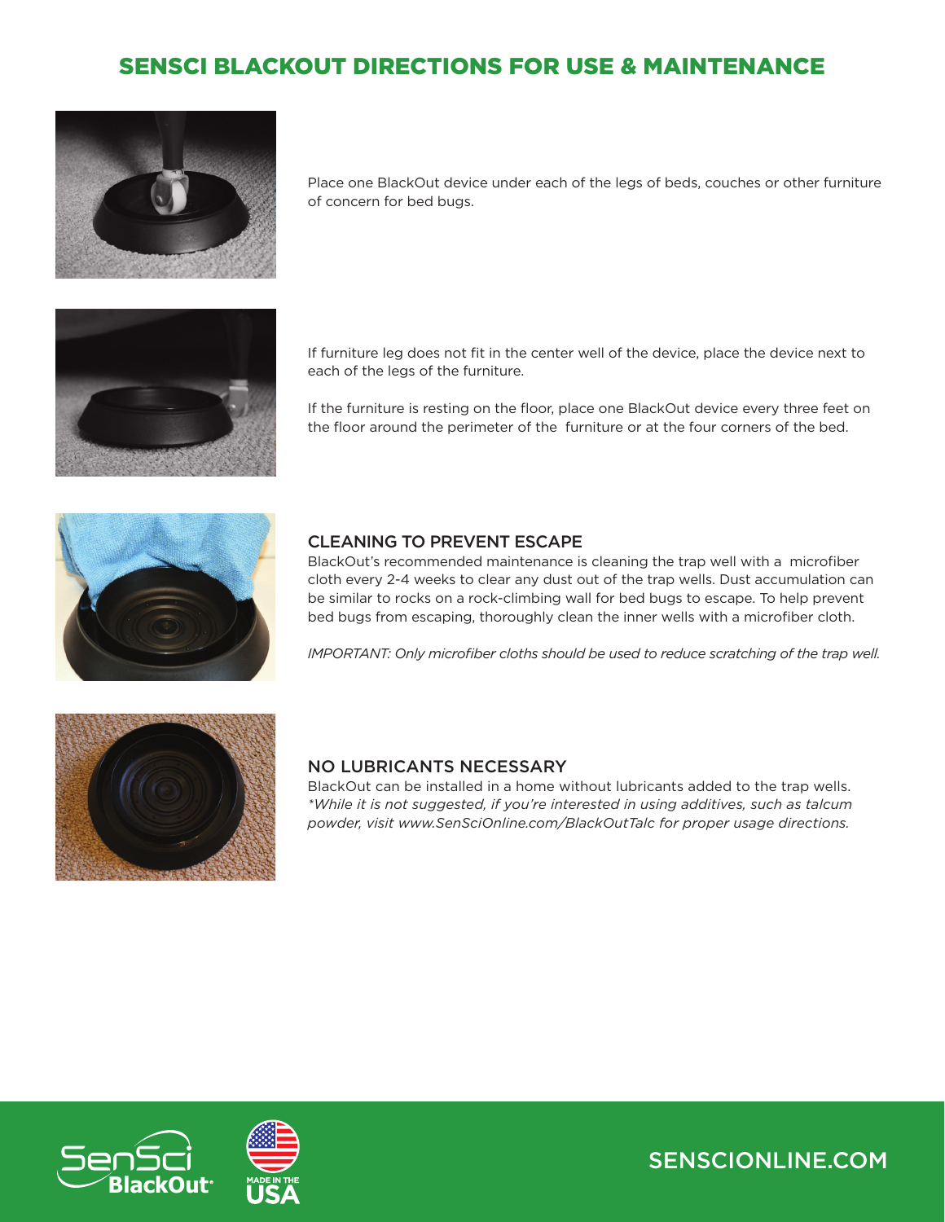# SENSCI BLACKOUT DIRECTIONS FOR USE & MAINTENANCE

Place one BlackOut device under each of the legs of beds, couches or other furniture of concern for bed bugs.

If furniture leg does not fit in the center well of the device, place the device next to each of the legs of the furniture.

If the furniture is resting on the floor, place one BlackOut device every three feet on the floor around the perimeter of the furniture or at the four corners of the bed.

## CLEANING TO PREVENT ESCAPE

BlackOut's recommended maintenance is cleaning the trap well with a microfiber cloth every 2-4 weeks to clear any dust out of the trap wells. Dust accumulation can be similar to rocks on a rock-climbing wall for bed bugs to escape. To help prevent bed bugs from escaping, thoroughly clean the inner wells with a microfiber cloth.

*IMPORTANT: Only microfiber cloths should be used to reduce scratching of the trap well.*

## NO LUBRICANTS NECESSARY

BlackOut can be installed in a home without lubricants added to the trap wells. *\*While it is not suggested, if you're interested in using additives, such as talcum powder, visit www.SenSciOnline.com/BlackOutTalc for proper usage directions.*

SenSci BlackOut

MADE IN THE USA

SENSCIONLINE.COM